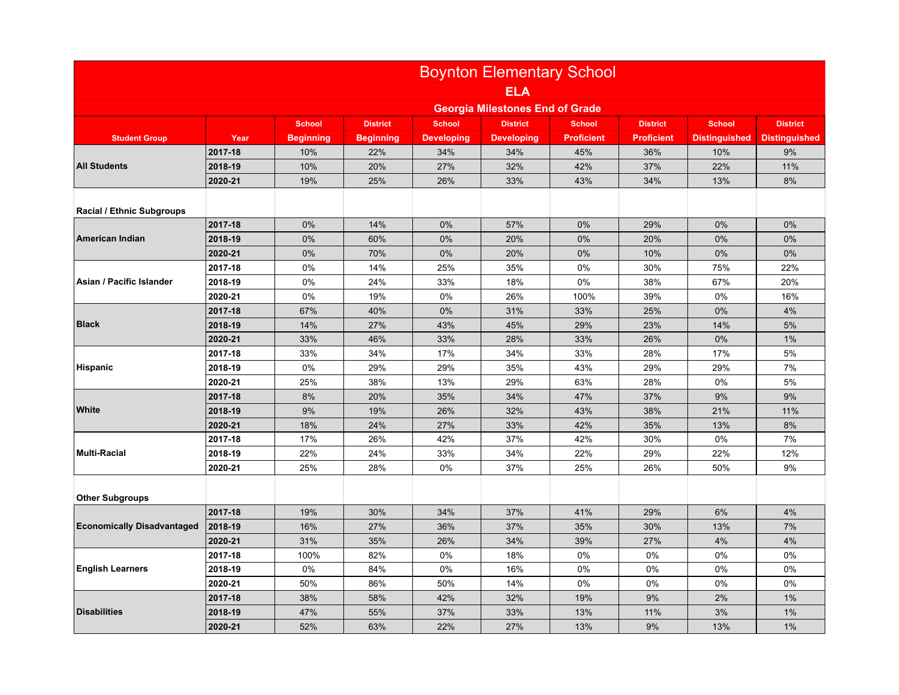# Boynton Elementary School

## ELA

### Georgia Milestones End of Grade

| Student Group | Year | School Beginning | District Beginning | School Developing | District Developing | School Proficient | District Proficient | School Distinguished | District Distinguished |
|---|---|---|---|---|---|---|---|---|---|
| All Students | 2017-18 | 10% | 22% | 34% | 34% | 45% | 36% | 10% | 9% |
| | 2018-19 | 10% | 20% | 27% | 32% | 42% | 37% | 22% | 11% |
| | 2020-21 | 19% | 25% | 26% | 33% | 43% | 34% | 13% | 8% |
| **Racial / Ethnic Subgroups** | | | | | | | | | |
| American Indian | 2017-18 | 0% | 14% | 0% | 57% | 0% | 29% | 0% | 0% |
| | 2018-19 | 0% | 60% | 0% | 20% | 0% | 20% | 0% | 0% |
| | 2020-21 | 0% | 70% | 0% | 20% | 0% | 10% | 0% | 0% |
| Asian / Pacific Islander | 2017-18 | 0% | 14% | 25% | 35% | 0% | 30% | 75% | 22% |
| | 2018-19 | 0% | 24% | 33% | 18% | 0% | 38% | 67% | 20% |
| | 2020-21 | 0% | 19% | 0% | 26% | 100% | 39% | 0% | 16% |
| Black | 2017-18 | 67% | 40% | 0% | 31% | 33% | 25% | 0% | 4% |
| | 2018-19 | 14% | 27% | 43% | 45% | 29% | 23% | 14% | 5% |
| | 2020-21 | 33% | 46% | 33% | 28% | 33% | 26% | 0% | 1% |
| Hispanic | 2017-18 | 33% | 34% | 17% | 34% | 33% | 28% | 17% | 5% |
| | 2018-19 | 0% | 29% | 29% | 35% | 43% | 29% | 29% | 7% |
| | 2020-21 | 25% | 38% | 13% | 29% | 63% | 28% | 0% | 5% |
| White | 2017-18 | 8% | 20% | 35% | 34% | 47% | 37% | 9% | 9% |
| | 2018-19 | 9% | 19% | 26% | 32% | 43% | 38% | 21% | 11% |
| | 2020-21 | 18% | 24% | 27% | 33% | 42% | 35% | 13% | 8% |
| Multi-Racial | 2017-18 | 17% | 26% | 42% | 37% | 42% | 30% | 0% | 7% |
| | 2018-19 | 22% | 24% | 33% | 34% | 22% | 29% | 22% | 12% |
| | 2020-21 | 25% | 28% | 0% | 37% | 25% | 26% | 50% | 9% |
| **Other Subgroups** | | | | | | | | | |
| Economically Disadvantaged | 2017-18 | 19% | 30% | 34% | 37% | 41% | 29% | 6% | 4% |
| | 2018-19 | 16% | 27% | 36% | 37% | 35% | 30% | 13% | 7% |
| | 2020-21 | 31% | 35% | 26% | 34% | 39% | 27% | 4% | 4% |
| English Learners | 2017-18 | 100% | 82% | 0% | 18% | 0% | 0% | 0% | 0% |
| | 2018-19 | 0% | 84% | 0% | 16% | 0% | 0% | 0% | 0% |
| | 2020-21 | 50% | 86% | 50% | 14% | 0% | 0% | 0% | 0% |
| Disabilities | 2017-18 | 38% | 58% | 42% | 32% | 19% | 9% | 2% | 1% |
| | 2018-19 | 47% | 55% | 37% | 33% | 13% | 11% | 3% | 1% |
| | 2020-21 | 52% | 63% | 22% | 27% | 13% | 9% | 13% | 1% |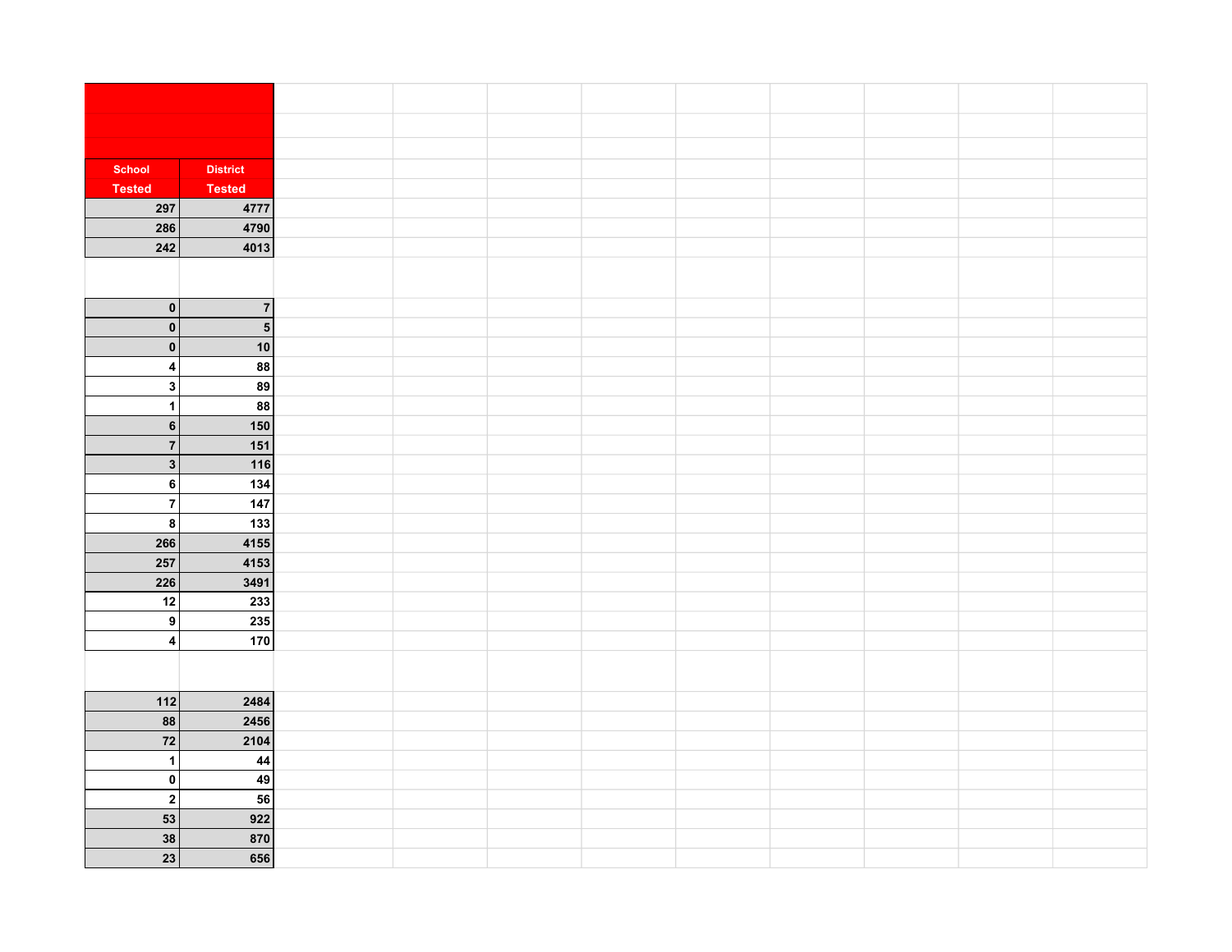| School Tested | District Tested |
|---|---|
| 297 | 4777 |
| 286 | 4790 |
| 242 | 4013 |
| | |
| 0 | 7 |
| 0 | 5 |
| 0 | 10 |
| 4 | 88 |
| 3 | 89 |
| 1 | 88 |
| 6 | 150 |
| 7 | 151 |
| 3 | 116 |
| 6 | 134 |
| 7 | 147 |
| 8 | 133 |
| 266 | 4155 |
| 257 | 4153 |
| 226 | 3491 |
| 12 | 233 |
| 9 | 235 |
| 4 | 170 |
| | |
| 112 | 2484 |
| 88 | 2456 |
| 72 | 2104 |
| 1 | 44 |
| 0 | 49 |
| 2 | 56 |
| 53 | 922 |
| 38 | 870 |
| 23 | 656 |